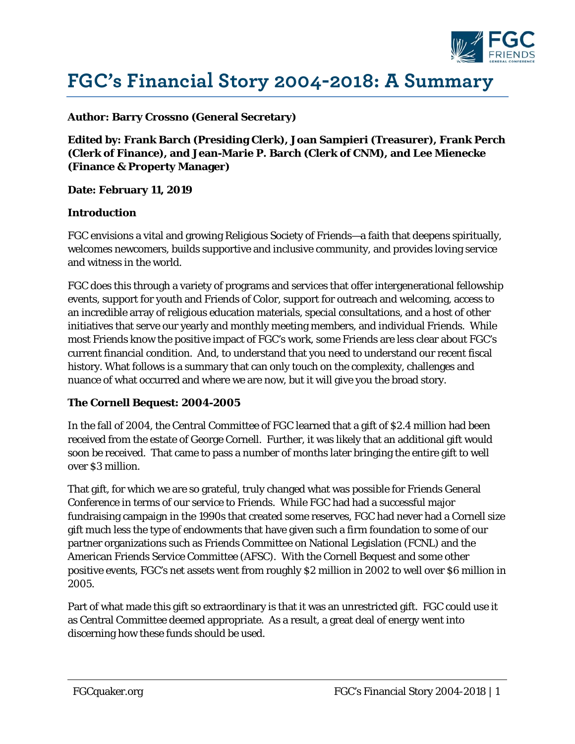# FGC's Financial Story 2004-2018: A Summary

**Author: Barry Crossno (General Secretary)**

**Edited by: Frank Barch (Presiding Clerk), Joan Sampieri (Treasurer), Frank Perch (Clerk of Finance), and Jean-Marie P. Barch (Clerk of CNM), and Lee Mienecke (Finance & Property Manager)**

**Date: February 11, 2019**

**Introduction**

FGC envisions a vital and growing Religious Society of Friends—a faith that deepens spiritually, welcomes newcomers, builds supportive and inclusive community, and provides loving service and witness in the world.

FGC does this through a variety of programs and services that offer intergenerational fellowship events, support for youth and Friends of Color, support for outreach and welcoming, access to an incredible array of religious education materials, special consultations, and a host of other initiatives that serve our yearly and monthly meeting members, and individual Friends. While most Friends know the positive impact of FGC's work, some Friends are less clear about FGC's current financial condition. And, to understand that you need to understand our recent fiscal history. What follows is a summary that can only touch on the complexity, challenges and nuance of what occurred and where we are now, but it will give you the broad story.

**The Cornell Bequest: 2004-2005**

In the fall of 2004, the Central Committee of FGC learned that a gift of $2.4 million had been received from the estate of George Cornell. Further, it was likely that an additional gift would soon be received. That came to pass a number of months later bringing the entire gift to well over $3 million.

That gift, for which we are so grateful, truly changed what was possible for Friends General Conference in terms of our service to Friends. While FGC had had a successful major fundraising campaign in the 1990s that created some reserves, FGC had never had a Cornell size gift much less the type of endowments that have given such a firm foundation to some of our partner organizations such as Friends Committee on National Legislation (FCNL) and the American Friends Service Committee (AFSC). With the Cornell Bequest and some other positive events, FGC's net assets went from roughly $2 million in 2002 to well over $6 million in 2005.

Part of what made this gift so extraordinary is that it was an unrestricted gift. FGC could use it as Central Committee deemed appropriate. As a result, a great deal of energy went into discerning how these funds should be used.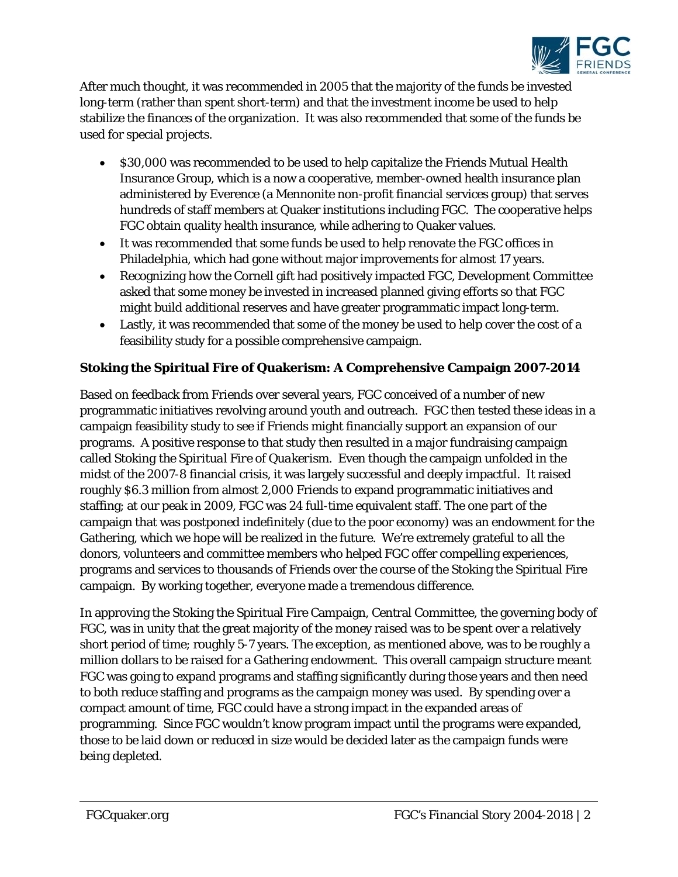After much thought, it was recommended in 2005 that the majority of the funds be invested long-term (rather than spent short-term) and that the investment income be used to help stabilize the finances of the organization. It was also recommended that some of the funds be used for special projects.

- $30,000 was recommended to be used to help capitalize the Friends Mutual Health Insurance Group, which is a now a cooperative, member-owned health insurance plan administered by Everence (a Mennonite non-profit financial services group) that serves hundreds of staff members at Quaker institutions including FGC. The cooperative helps FGC obtain quality health insurance, while adhering to Quaker values.
- It was recommended that some funds be used to help renovate the FGC offices in Philadelphia, which had gone without major improvements for almost 17 years.
- Recognizing how the Cornell gift had positively impacted FGC, Development Committee asked that some money be invested in increased planned giving efforts so that FGC might build additional reserves and have greater programmatic impact long-term.
- Lastly, it was recommended that some of the money be used to help cover the cost of a feasibility study for a possible comprehensive campaign.

**Stoking the Spiritual Fire of Quakerism: A Comprehensive Campaign 2007-2014**

Based on feedback from Friends over several years, FGC conceived of a number of new programmatic initiatives revolving around youth and outreach. FGC then tested these ideas in a campaign feasibility study to see if Friends might financially support an expansion of our programs. A positive response to that study then resulted in a major fundraising campaign called *Stoking the Spiritual Fire of Quakerism*. Even though the campaign unfolded in the midst of the 2007-8 financial crisis, it was largely successful and deeply impactful. It raised roughly $6.3 million from almost 2,000 Friends to expand programmatic initiatives and staffing; at our peak in 2009, FGC was 24 full-time equivalent staff. The one part of the campaign that was postponed indefinitely (due to the poor economy) was an endowment for the Gathering, which we hope will be realized in the future. We're extremely grateful to all the donors, volunteers and committee members who helped FGC offer compelling experiences, programs and services to thousands of Friends over the course of the Stoking the Spiritual Fire campaign. By working together, everyone made a tremendous difference.

In approving the Stoking the Spiritual Fire Campaign, Central Committee, the governing body of FGC, was in unity that the great majority of the money raised was to be spent over a relatively short period of time; roughly 5-7 years. The exception, as mentioned above, was to be roughly a million dollars to be raised for a Gathering endowment. This overall campaign structure meant FGC was going to expand programs and staffing significantly during those years and then need to both reduce staffing and programs as the campaign money was used. By spending over a compact amount of time, FGC could have a strong impact in the expanded areas of programming. Since FGC wouldn't know program impact until the programs were expanded, those to be laid down or reduced in size would be decided later as the campaign funds were being depleted.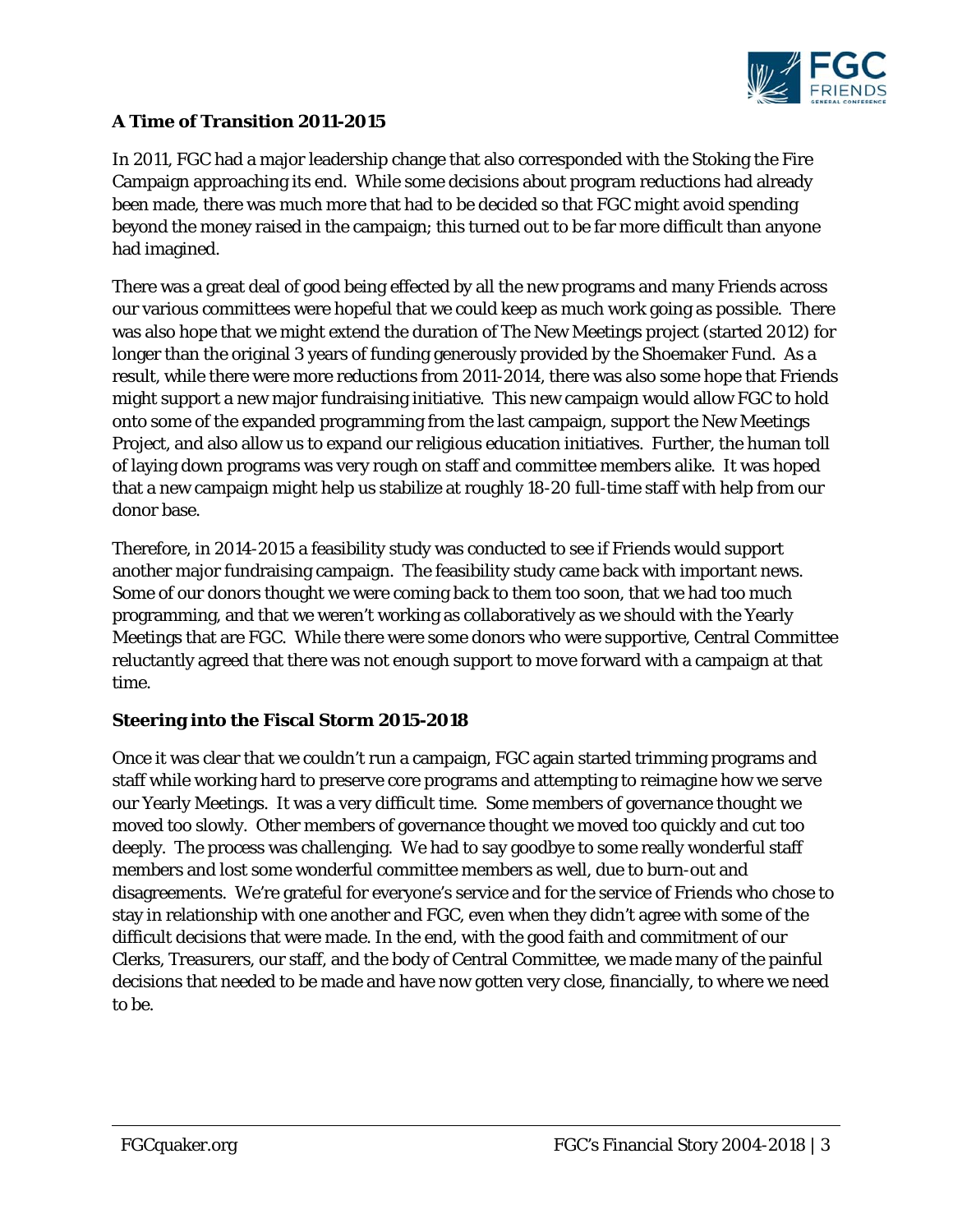### A Time of Transition 2011-2015

In 2011, FGC had a major leadership change that also corresponded with the Stoking the Fire Campaign approaching its end. While some decisions about program reductions had already been made, there was much more that had to be decided so that FGC might avoid spending beyond the money raised in the campaign; this turned out to be far more difficult than anyone had imagined.

There was a great deal of good being effected by all the new programs and many Friends across our various committees were hopeful that we could keep as much work going as possible. There was also hope that we might extend the duration of The New Meetings project (started 2012) for longer than the original 3 years of funding generously provided by the Shoemaker Fund. As a result, while there were more reductions from 2011-2014, there was also some hope that Friends might support a new major fundraising initiative. This new campaign would allow FGC to hold onto some of the expanded programming from the last campaign, support the New Meetings Project, and also allow us to expand our religious education initiatives. Further, the human toll of laying down programs was very rough on staff and committee members alike. It was hoped that a new campaign might help us stabilize at roughly 18-20 full-time staff with help from our donor base.

Therefore, in 2014-2015 a feasibility study was conducted to see if Friends would support another major fundraising campaign. The feasibility study came back with important news. Some of our donors thought we were coming back to them too soon, that we had too much programming, and that we weren't working as collaboratively as we should with the Yearly Meetings that are FGC. While there were some donors who were supportive, Central Committee reluctantly agreed that there was not enough support to move forward with a campaign at that time.

### Steering into the Fiscal Storm 2015-2018

Once it was clear that we couldn't run a campaign, FGC again started trimming programs and staff while working hard to preserve core programs and attempting to reimagine how we serve our Yearly Meetings. It was a very difficult time. Some members of governance thought we moved too slowly. Other members of governance thought we moved too quickly and cut too deeply. The process was challenging. We had to say goodbye to some really wonderful staff members and lost some wonderful committee members as well, due to burn-out and disagreements. We're grateful for everyone's service and for the service of Friends who chose to stay in relationship with one another and FGC, even when they didn't agree with some of the difficult decisions that were made. In the end, with the good faith and commitment of our Clerks, Treasurers, our staff, and the body of Central Committee, we made many of the painful decisions that needed to be made and have now gotten very close, financially, to where we need to be.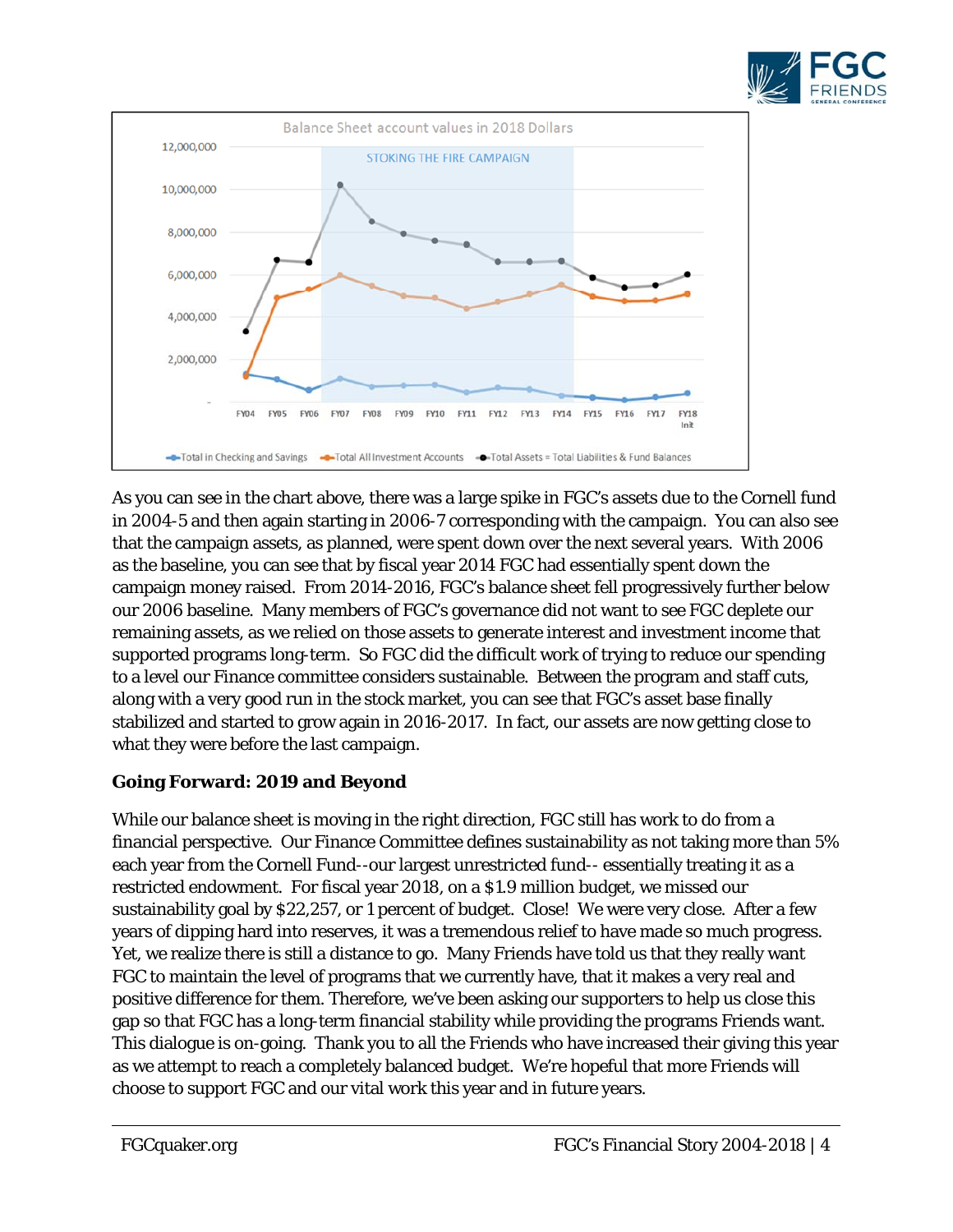As you can see in the chart above, there was a large spike in FGC's assets due to the Cornell fund in 2004-5 and then again starting in 2006-7 corresponding with the campaign. You can also see that the campaign assets, as planned, were spent down over the next several years. With 2006 as the baseline, you can see that by fiscal year 2014 FGC had essentially spent down the campaign money raised. From 2014-2016, FGC's balance sheet fell progressively further below our 2006 baseline. Many members of FGC's governance did not want to see FGC deplete our remaining assets, as we relied on those assets to generate interest and investment income that supported programs long-term. So FGC did the difficult work of trying to reduce our spending to a level our Finance committee considers sustainable. Between the program and staff cuts, along with a very good run in the stock market, you can see that FGC's asset base finally stabilized and started to grow again in 2016-2017. In fact, our assets are now getting close to what they were before the last campaign.

### Going Forward: 2019 and Beyond

While our balance sheet is moving in the right direction, FGC still has work to do from a financial perspective. Our Finance Committee defines sustainability as not taking more than 5% each year from the Cornell Fund--our largest unrestricted fund-- essentially treating it as a restricted endowment. For fiscal year 2018, on a $1.9 million budget, we missed our sustainability goal by $22,257, or 1 percent of budget. Close! We were very close. After a few years of dipping hard into reserves, it was a tremendous relief to have made so much progress. Yet, we realize there is still a distance to go. Many Friends have told us that they really want FGC to maintain the level of programs that we currently have, that it makes a very real and positive difference for them. Therefore, we've been asking our supporters to help us close this gap so that FGC has a long-term financial stability while providing the programs Friends want. This dialogue is on-going. Thank you to all the Friends who have increased their giving this year as we attempt to reach a completely balanced budget. We're hopeful that more Friends will choose to support FGC and our vital work this year and in future years.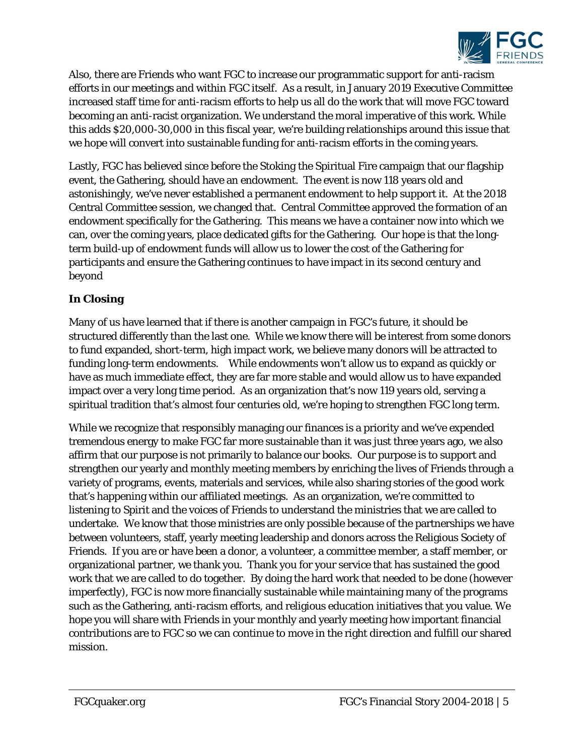Also, there are Friends who want FGC to increase our programmatic support for anti-racism efforts in our meetings and within FGC itself. As a result, in January 2019 Executive Committee increased staff time for anti-racism efforts to help us all do the work that will move FGC toward becoming an anti-racist organization. We understand the moral imperative of this work. While this adds $20,000-30,000 in this fiscal year, we're building relationships around this issue that we hope will convert into sustainable funding for anti-racism efforts in the coming years.

Lastly, FGC has believed since before the Stoking the Spiritual Fire campaign that our flagship event, the Gathering, should have an endowment. The event is now 118 years old and astonishingly, we've never established a permanent endowment to help support it. At the 2018 Central Committee session, we changed that. Central Committee approved the formation of an endowment specifically for the Gathering. This means we have a container now into which we can, over the coming years, place dedicated gifts for the Gathering. Our hope is that the long-term build-up of endowment funds will allow us to lower the cost of the Gathering for participants and ensure the Gathering continues to have impact in its second century and beyond

### In Closing

Many of us have learned that if there is another campaign in FGC's future, it should be structured differently than the last one. While we know there will be interest from some donors to fund expanded, short-term, high impact work, we believe many donors will be attracted to funding long-term endowments. While endowments won't allow us to expand as quickly or have as much immediate effect, they are far more stable and would allow us to have expanded impact over a very long time period. As an organization that's now 119 years old, serving a spiritual tradition that's almost four centuries old, we're hoping to strengthen FGC long term.

While we recognize that responsibly managing our finances is a priority and we've expended tremendous energy to make FGC far more sustainable than it was just three years ago, we also affirm that our purpose is not primarily to balance our books. Our purpose is to support and strengthen our yearly and monthly meeting members by enriching the lives of Friends through a variety of programs, events, materials and services, while also sharing stories of the good work that's happening within our affiliated meetings. As an organization, we're committed to listening to Spirit and the voices of Friends to understand the ministries that we are called to undertake. We know that those ministries are only possible because of the partnerships we have between volunteers, staff, yearly meeting leadership and donors across the Religious Society of Friends. If you are or have been a donor, a volunteer, a committee member, a staff member, or organizational partner, we thank you. Thank you for your service that has sustained the good work that we are called to do together. By doing the hard work that needed to be done (however imperfectly), FGC is now more financially sustainable while maintaining many of the programs such as the Gathering, anti-racism efforts, and religious education initiatives that you value. We hope you will share with Friends in your monthly and yearly meeting how important financial contributions are to FGC so we can continue to move in the right direction and fulfill our shared mission.